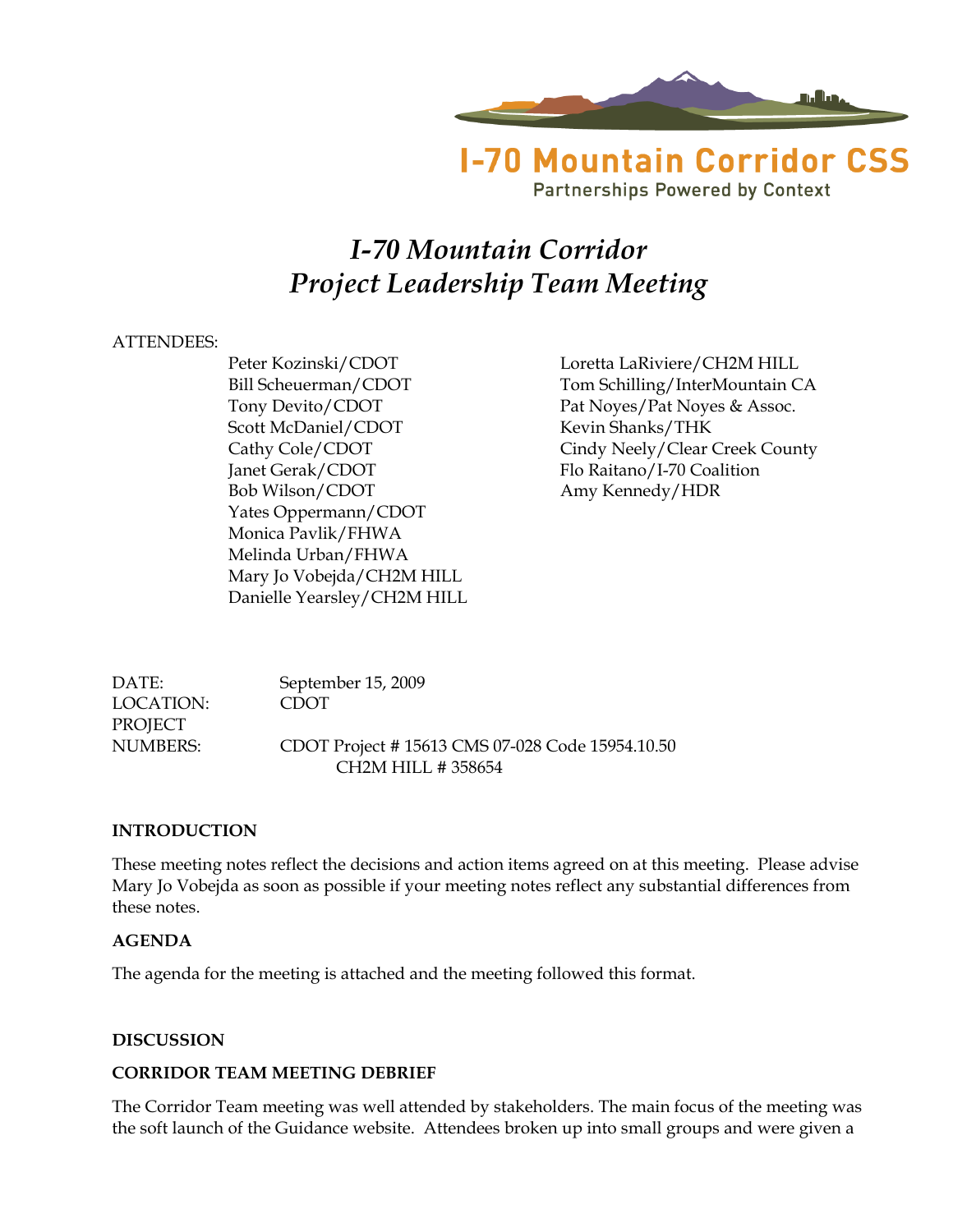I-70 Mountain Corridor CSS

Partnerships Powered by Context

# *I-70 Mountain Corridor*
# *Project Leadership Team Meeting*

ATTENDEES:

Peter Kozinski/CDOT
Bill Scheuerman/CDOT
Tony Devito/CDOT
Scott McDaniel/CDOT
Cathy Cole/CDOT
Janet Gerak/CDOT
Bob Wilson/CDOT
Yates Oppermann/CDOT
Monica Pavlik/FHWA
Melinda Urban/FHWA
Mary Jo Vobejda/CH2M HILL
Danielle Yearsley/CH2M HILL
Loretta LaRiviere/CH2M HILL
Tom Schilling/InterMountain CA
Pat Noyes/Pat Noyes & Assoc.
Kevin Shanks/THK
Cindy Neely/Clear Creek County
Flo Raitano/I-70 Coalition
Amy Kennedy/HDR

DATE: September 15, 2009
LOCATION: CDOT
PROJECT NUMBERS: CDOT Project # 15613 CMS 07-028 Code 15954.10.50
CH2M HILL # 358654

**INTRODUCTION**

These meeting notes reflect the decisions and action items agreed on at this meeting. Please advise Mary Jo Vobejda as soon as possible if your meeting notes reflect any substantial differences from these notes.

**AGENDA**

The agenda for the meeting is attached and the meeting followed this format.

**DISCUSSION**

**CORRIDOR TEAM MEETING DEBRIEF**

The Corridor Team meeting was well attended by stakeholders. The main focus of the meeting was the soft launch of the Guidance website. Attendees broken up into small groups and were given a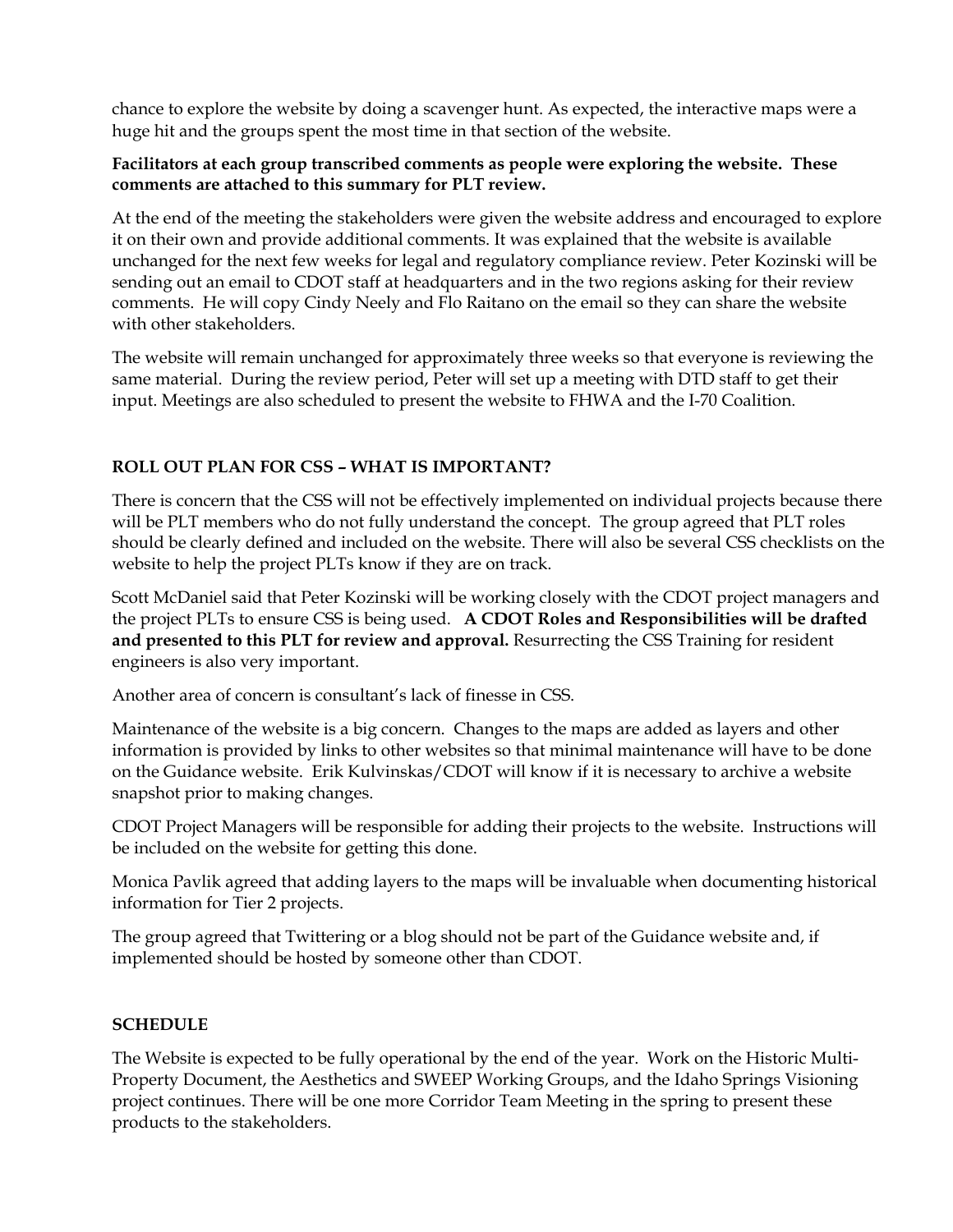chance to explore the website by doing a scavenger hunt. As expected, the interactive maps were a huge hit and the groups spent the most time in that section of the website.

**Facilitators at each group transcribed comments as people were exploring the website. These comments are attached to this summary for PLT review.**

At the end of the meeting the stakeholders were given the website address and encouraged to explore it on their own and provide additional comments. It was explained that the website is available unchanged for the next few weeks for legal and regulatory compliance review. Peter Kozinski will be sending out an email to CDOT staff at headquarters and in the two regions asking for their review comments. He will copy Cindy Neely and Flo Raitano on the email so they can share the website with other stakeholders.

The website will remain unchanged for approximately three weeks so that everyone is reviewing the same material. During the review period, Peter will set up a meeting with DTD staff to get their input. Meetings are also scheduled to present the website to FHWA and the I-70 Coalition.

## ROLL OUT PLAN FOR CSS – WHAT IS IMPORTANT?

There is concern that the CSS will not be effectively implemented on individual projects because there will be PLT members who do not fully understand the concept. The group agreed that PLT roles should be clearly defined and included on the website. There will also be several CSS checklists on the website to help the project PLTs know if they are on track.

Scott McDaniel said that Peter Kozinski will be working closely with the CDOT project managers and the project PLTs to ensure CSS is being used. **A CDOT Roles and Responsibilities will be drafted and presented to this PLT for review and approval.** Resurrecting the CSS Training for resident engineers is also very important.

Another area of concern is consultant's lack of finesse in CSS.

Maintenance of the website is a big concern. Changes to the maps are added as layers and other information is provided by links to other websites so that minimal maintenance will have to be done on the Guidance website. Erik Kulvinskas/CDOT will know if it is necessary to archive a website snapshot prior to making changes.

CDOT Project Managers will be responsible for adding their projects to the website. Instructions will be included on the website for getting this done.

Monica Pavlik agreed that adding layers to the maps will be invaluable when documenting historical information for Tier 2 projects.

The group agreed that Twittering or a blog should not be part of the Guidance website and, if implemented should be hosted by someone other than CDOT.

## SCHEDULE

The Website is expected to be fully operational by the end of the year. Work on the Historic Multi-Property Document, the Aesthetics and SWEEP Working Groups, and the Idaho Springs Visioning project continues. There will be one more Corridor Team Meeting in the spring to present these products to the stakeholders.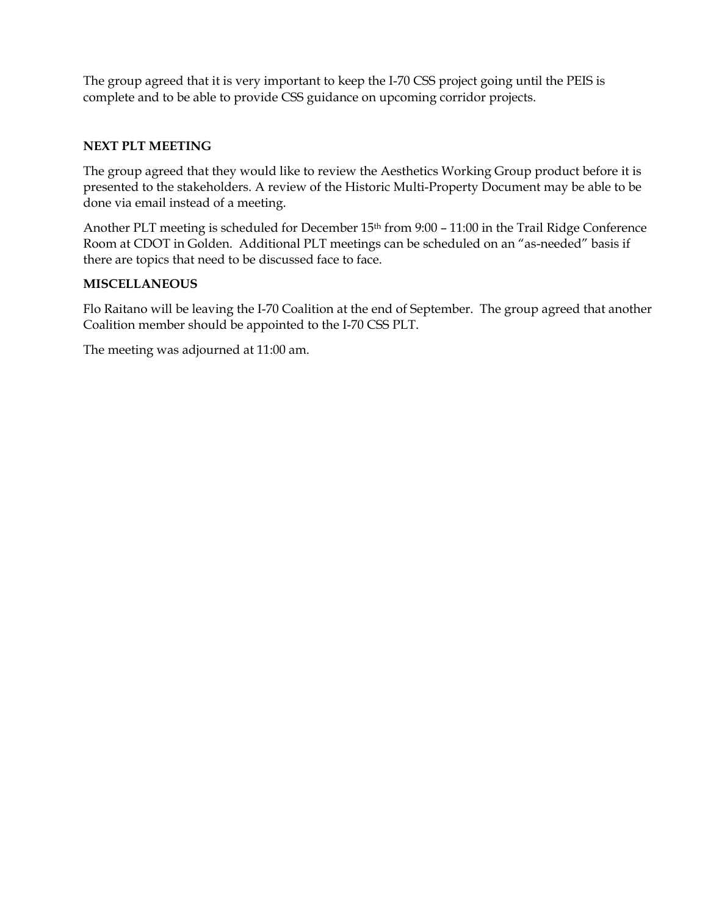The group agreed that it is very important to keep the I-70 CSS project going until the PEIS is complete and to be able to provide CSS guidance on upcoming corridor projects.

**NEXT PLT MEETING**

The group agreed that they would like to review the Aesthetics Working Group product before it is presented to the stakeholders. A review of the Historic Multi-Property Document may be able to be done via email instead of a meeting.

Another PLT meeting is scheduled for December 15th from 9:00 – 11:00 in the Trail Ridge Conference Room at CDOT in Golden. Additional PLT meetings can be scheduled on an "as-needed" basis if there are topics that need to be discussed face to face.

**MISCELLANEOUS**

Flo Raitano will be leaving the I-70 Coalition at the end of September. The group agreed that another Coalition member should be appointed to the I-70 CSS PLT.

The meeting was adjourned at 11:00 am.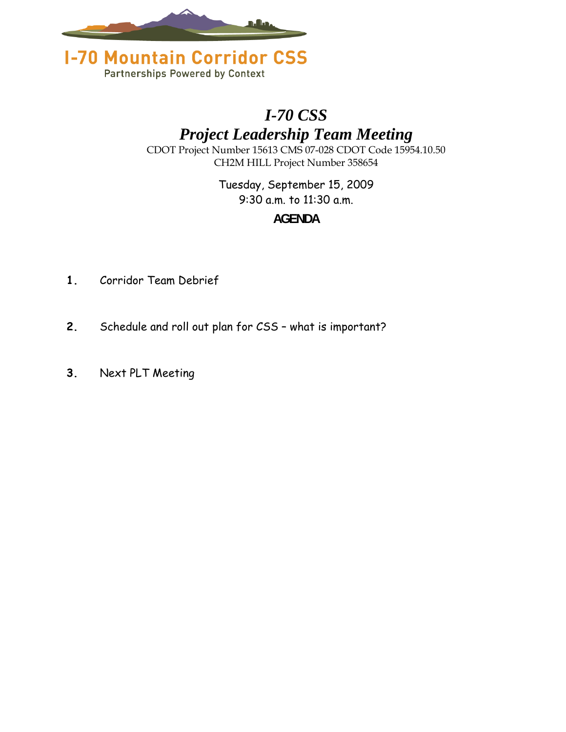I-70 Mountain Corridor CSS

Partnerships Powered by Context

# *I-70 CSS*
# *Project Leadership Team Meeting*

CDOT Project Number 15613 CMS 07-028 CDOT Code 15954.10.50
CH2M HILL Project Number 358654

Tuesday, September 15, 2009
9:30 a.m. to 11:30 a.m.

## AGENDA

1. Corridor Team Debrief

2. Schedule and roll out plan for CSS – what is important?

3. Next PLT Meeting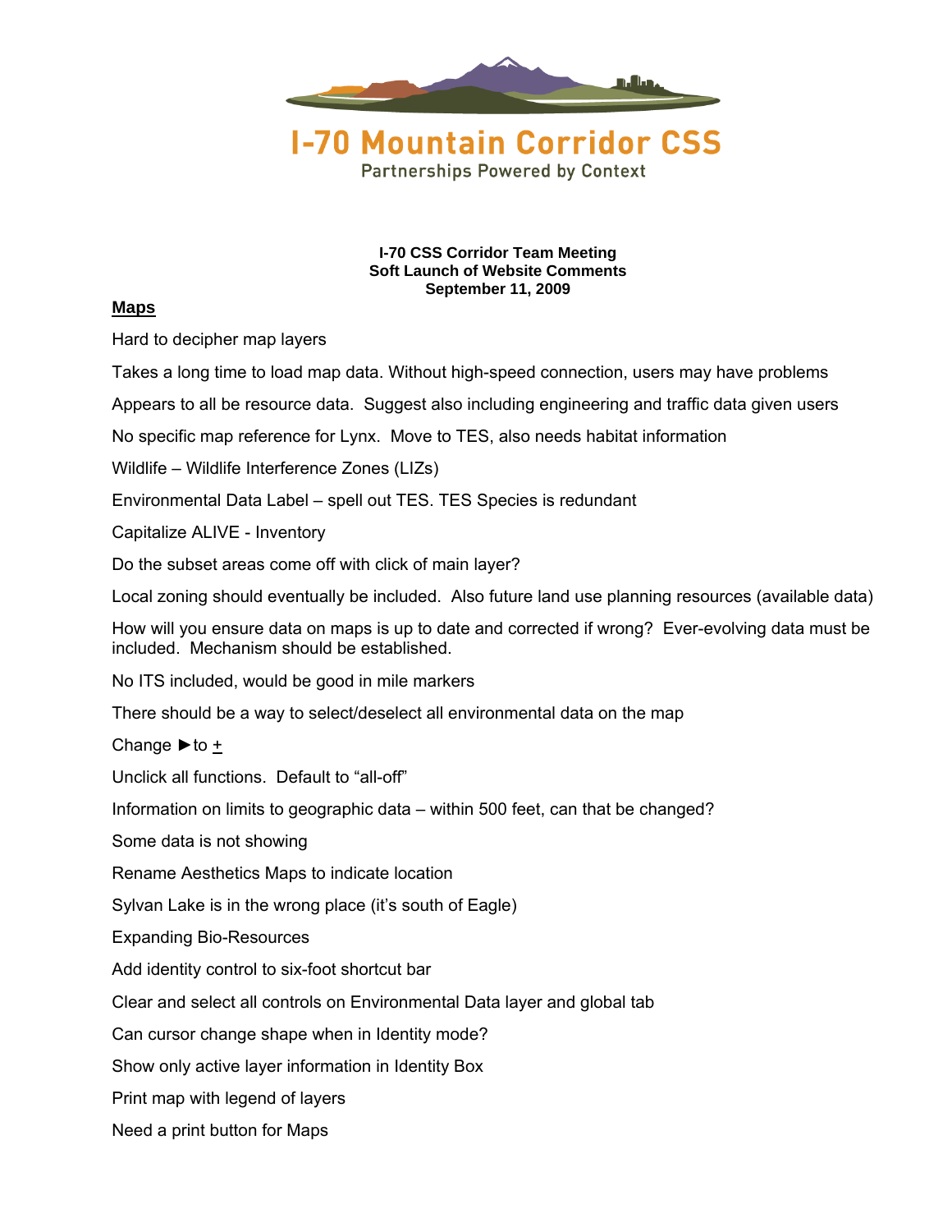**I-70 Mountain Corridor CSS**

Partnerships Powered by Context

**I-70 CSS Corridor Team Meeting**
**Soft Launch of Website Comments**
**September 11, 2009**

## Maps

Hard to decipher map layers

Takes a long time to load map data. Without high-speed connection, users may have problems

Appears to all be resource data. Suggest also including engineering and traffic data given users

No specific map reference for Lynx. Move to TES, also needs habitat information

Wildlife – Wildlife Interference Zones (LIZs)

Environmental Data Label – spell out TES. TES Species is redundant

Capitalize ALIVE - Inventory

Do the subset areas come off with click of main layer?

Local zoning should eventually be included. Also future land use planning resources (available data)

How will you ensure data on maps is up to date and corrected if wrong? Ever-evolving data must be included. Mechanism should be established.

No ITS included, would be good in mile markers

There should be a way to select/deselect all environmental data on the map

Change ►to ±

Unclick all functions. Default to "all-off"

Information on limits to geographic data – within 500 feet, can that be changed?

Some data is not showing

Rename Aesthetics Maps to indicate location

Sylvan Lake is in the wrong place (it's south of Eagle)

Expanding Bio-Resources

Add identity control to six-foot shortcut bar

Clear and select all controls on Environmental Data layer and global tab

Can cursor change shape when in Identity mode?

Show only active layer information in Identity Box

Print map with legend of layers

Need a print button for Maps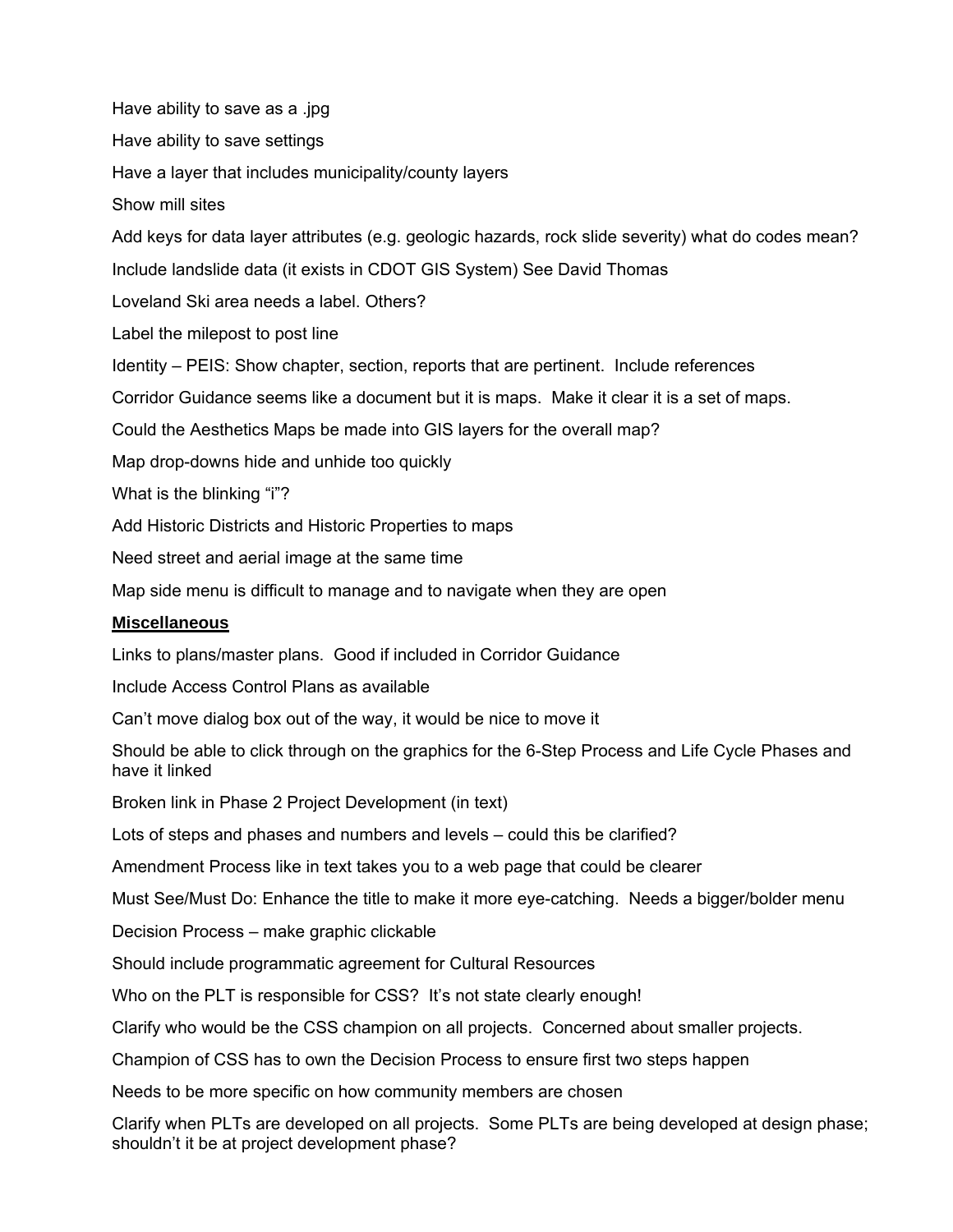Have ability to save as a .jpg

Have ability to save settings

Have a layer that includes municipality/county layers

Show mill sites

Add keys for data layer attributes (e.g. geologic hazards, rock slide severity) what do codes mean?

Include landslide data (it exists in CDOT GIS System) See David Thomas

Loveland Ski area needs a label. Others?

Label the milepost to post line

Identity – PEIS: Show chapter, section, reports that are pertinent. Include references

Corridor Guidance seems like a document but it is maps. Make it clear it is a set of maps.

Could the Aesthetics Maps be made into GIS layers for the overall map?

Map drop-downs hide and unhide too quickly

What is the blinking "i"?

Add Historic Districts and Historic Properties to maps

Need street and aerial image at the same time

Map side menu is difficult to manage and to navigate when they are open

**Miscellaneous**

Links to plans/master plans. Good if included in Corridor Guidance

Include Access Control Plans as available

Can't move dialog box out of the way, it would be nice to move it

Should be able to click through on the graphics for the 6-Step Process and Life Cycle Phases and have it linked

Broken link in Phase 2 Project Development (in text)

Lots of steps and phases and numbers and levels – could this be clarified?

Amendment Process like in text takes you to a web page that could be clearer

Must See/Must Do: Enhance the title to make it more eye-catching. Needs a bigger/bolder menu

Decision Process – make graphic clickable

Should include programmatic agreement for Cultural Resources

Who on the PLT is responsible for CSS? It's not state clearly enough!

Clarify who would be the CSS champion on all projects. Concerned about smaller projects.

Champion of CSS has to own the Decision Process to ensure first two steps happen

Needs to be more specific on how community members are chosen

Clarify when PLTs are developed on all projects. Some PLTs are being developed at design phase; shouldn't it be at project development phase?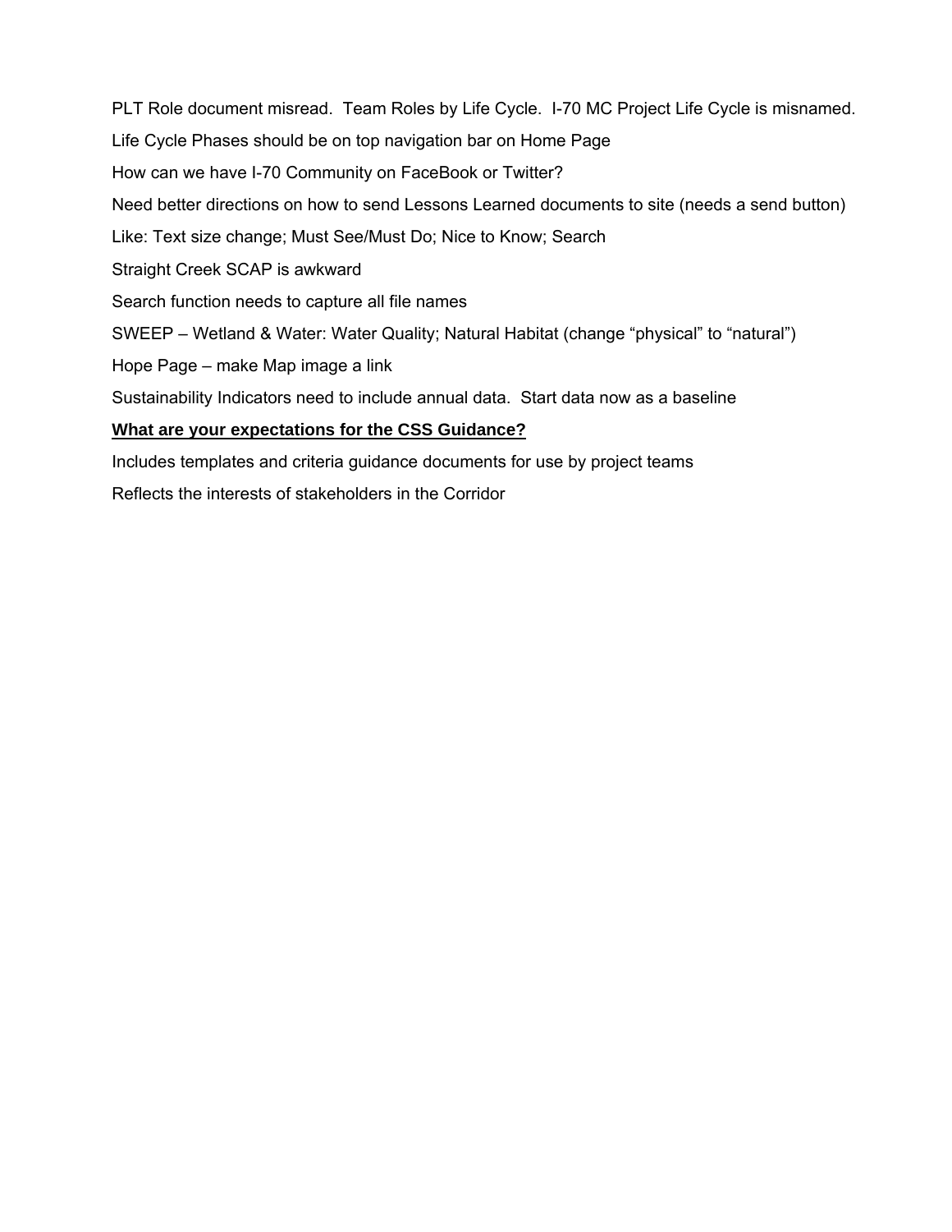PLT Role document misread.  Team Roles by Life Cycle.  I-70 MC Project Life Cycle is misnamed.

Life Cycle Phases should be on top navigation bar on Home Page

How can we have I-70 Community on FaceBook or Twitter?

Need better directions on how to send Lessons Learned documents to site (needs a send button)

Like: Text size change; Must See/Must Do; Nice to Know; Search

Straight Creek SCAP is awkward

Search function needs to capture all file names

SWEEP – Wetland & Water: Water Quality; Natural Habitat (change “physical” to “natural”)

Hope Page – make Map image a link

Sustainability Indicators need to include annual data.  Start data now as a baseline

**What are your expectations for the CSS Guidance?**

Includes templates and criteria guidance documents for use by project teams

Reflects the interests of stakeholders in the Corridor